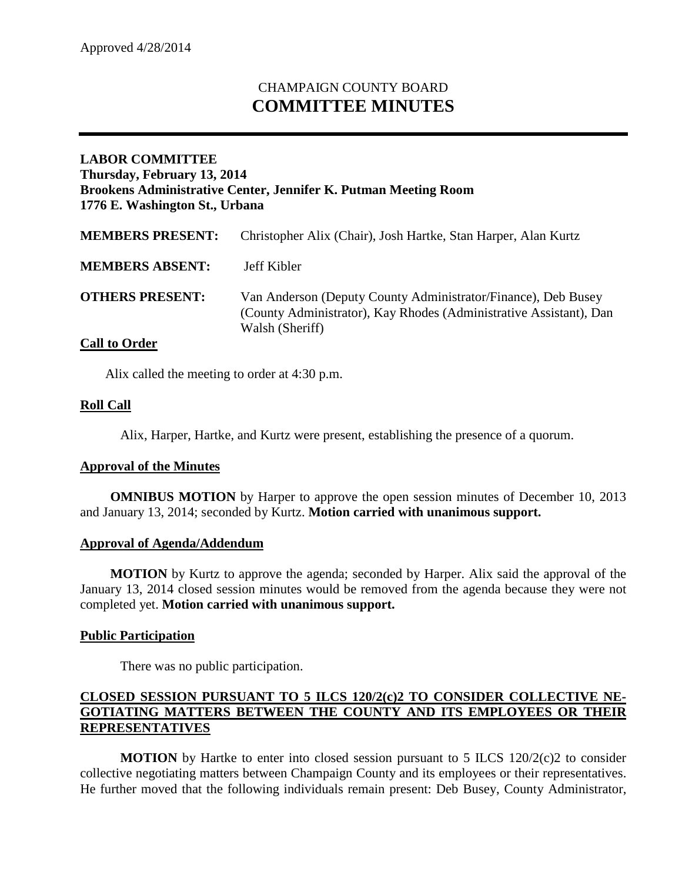Approved 4/28/2014

# CHAMPAIGN COUNTY BOARD
# COMMITTEE MINUTES

**LABOR COMMITTEE**
**Thursday, February 13, 2014**
**Brookens Administrative Center, Jennifer K. Putman Meeting Room**
**1776 E. Washington St., Urbana**

| | |
|---|---|
| **MEMBERS PRESENT:** | Christopher Alix (Chair), Josh Hartke, Stan Harper, Alan Kurtz |
| **MEMBERS ABSENT:** | Jeff Kibler |
| **OTHERS PRESENT:** | Van Anderson (Deputy County Administrator/Finance), Deb Busey (County Administrator), Kay Rhodes (Administrative Assistant), Dan Walsh (Sheriff) |

**Call to Order**

Alix called the meeting to order at 4:30 p.m.

**Roll Call**

Alix, Harper, Hartke, and Kurtz were present, establishing the presence of a quorum.

**Approval of the Minutes**

**OMNIBUS MOTION** by Harper to approve the open session minutes of December 10, 2013 and January 13, 2014; seconded by Kurtz. **Motion carried with unanimous support.**

**Approval of Agenda/Addendum**

**MOTION** by Kurtz to approve the agenda; seconded by Harper. Alix said the approval of the January 13, 2014 closed session minutes would be removed from the agenda because they were not completed yet. **Motion carried with unanimous support.**

**Public Participation**

There was no public participation.

**CLOSED SESSION PURSUANT TO 5 ILCS 120/2(c)2 TO CONSIDER COLLECTIVE NEGOTIATING MATTERS BETWEEN THE COUNTY AND ITS EMPLOYEES OR THEIR REPRESENTATIVES**

**MOTION** by Hartke to enter into closed session pursuant to 5 ILCS 120/2(c)2 to consider collective negotiating matters between Champaign County and its employees or their representatives. He further moved that the following individuals remain present: Deb Busey, County Administrator,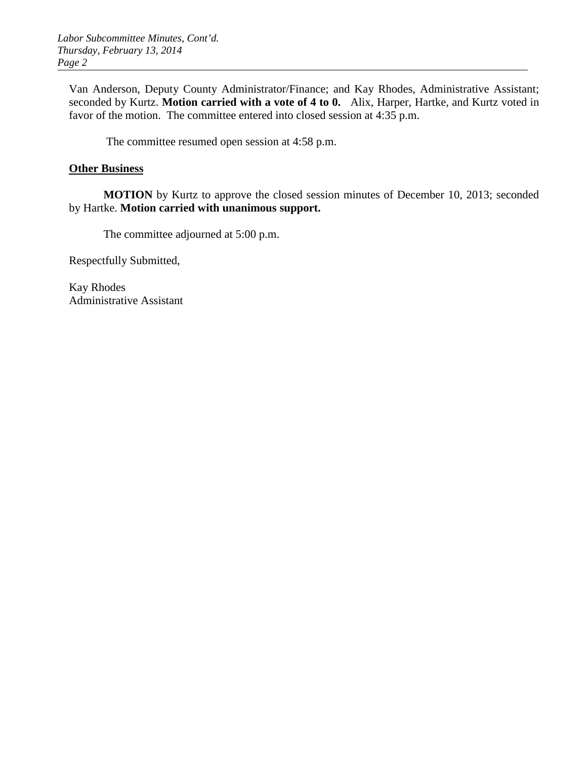Van Anderson, Deputy County Administrator/Finance; and Kay Rhodes, Administrative Assistant; seconded by Kurtz. **Motion carried with a vote of 4 to 0.** Alix, Harper, Hartke, and Kurtz voted in favor of the motion. The committee entered into closed session at 4:35 p.m.

The committee resumed open session at 4:58 p.m.

## Other Business

**MOTION** by Kurtz to approve the closed session minutes of December 10, 2013; seconded by Hartke. **Motion carried with unanimous support.**

The committee adjourned at 5:00 p.m.

Respectfully Submitted,

Kay Rhodes
Administrative Assistant